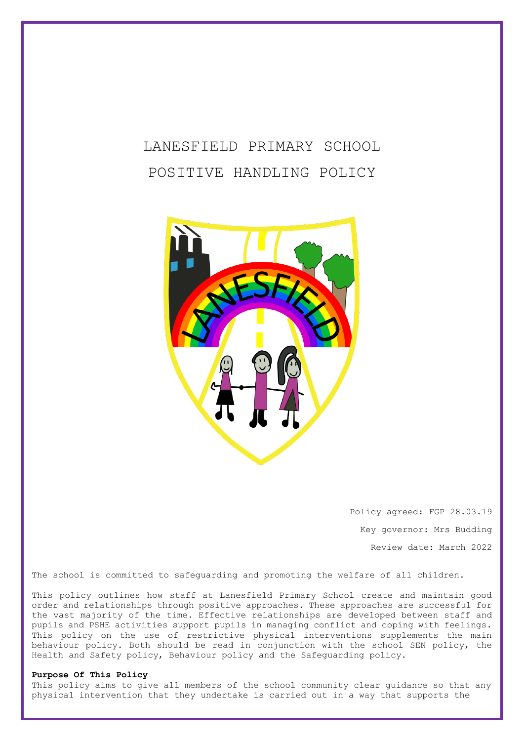# LANESFIELD PRIMARY SCHOOL

# POSITIVE HANDLING POLICY

Policy agreed: FGP 28.03.19

Key governor: Mrs Budding

Review date: March 2022

The school is committed to safeguarding and promoting the welfare of all children.

This policy outlines how staff at Lanesfield Primary School create and maintain good order and relationships through positive approaches. These approaches are successful for the vast majority of the time. Effective relationships are developed between staff and pupils and PSHE activities support pupils in managing conflict and coping with feelings. This policy on the use of restrictive physical interventions supplements the main behaviour policy. Both should be read in conjunction with the school SEN policy, the Health and Safety policy, Behaviour policy and the Safeguarding policy.

**Purpose Of This Policy**

This policy aims to give all members of the school community clear guidance so that any physical intervention that they undertake is carried out in a way that supports the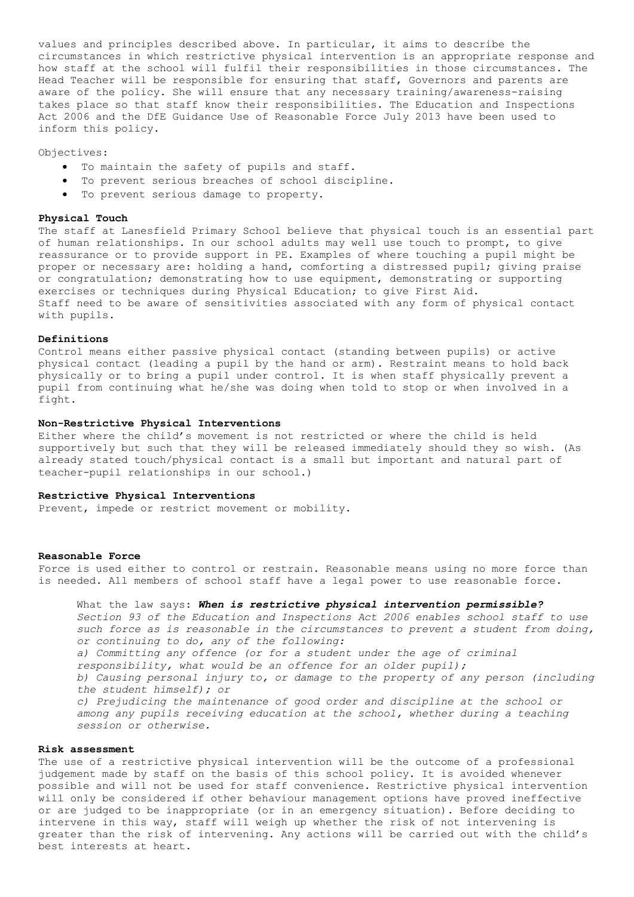values and principles described above. In particular, it aims to describe the circumstances in which restrictive physical intervention is an appropriate response and how staff at the school will fulfil their responsibilities in those circumstances. The Head Teacher will be responsible for ensuring that staff, Governors and parents are aware of the policy. She will ensure that any necessary training/awareness-raising takes place so that staff know their responsibilities. The Education and Inspections Act 2006 and the DfE Guidance Use of Reasonable Force July 2013 have been used to inform this policy.

Objectives:

- To maintain the safety of pupils and staff.
- To prevent serious breaches of school discipline.
- To prevent serious damage to property.

**Physical Touch**

The staff at Lanesfield Primary School believe that physical touch is an essential part of human relationships. In our school adults may well use touch to prompt, to give reassurance or to provide support in PE. Examples of where touching a pupil might be proper or necessary are: holding a hand, comforting a distressed pupil; giving praise or congratulation; demonstrating how to use equipment, demonstrating or supporting exercises or techniques during Physical Education; to give First Aid.
Staff need to be aware of sensitivities associated with any form of physical contact with pupils.

**Definitions**

Control means either passive physical contact (standing between pupils) or active physical contact (leading a pupil by the hand or arm). Restraint means to hold back physically or to bring a pupil under control. It is when staff physically prevent a pupil from continuing what he/she was doing when told to stop or when involved in a fight.

**Non-Restrictive Physical Interventions**

Either where the child's movement is not restricted or where the child is held supportively but such that they will be released immediately should they so wish. (As already stated touch/physical contact is a small but important and natural part of teacher-pupil relationships in our school.)

**Restrictive Physical Interventions**

Prevent, impede or restrict movement or mobility.

**Reasonable Force**

Force is used either to control or restrain. Reasonable means using no more force than is needed. All members of school staff have a legal power to use reasonable force.

> What the law says: ***When is restrictive physical intervention permissible?***
> *Section 93 of the Education and Inspections Act 2006 enables school staff to use such force as is reasonable in the circumstances to prevent a student from doing, or continuing to do, any of the following:*
> *a) Committing any offence (or for a student under the age of criminal responsibility, what would be an offence for an older pupil);*
> *b) Causing personal injury to, or damage to the property of any person (including the student himself); or*
> *c) Prejudicing the maintenance of good order and discipline at the school or among any pupils receiving education at the school, whether during a teaching session or otherwise.*

**Risk assessment**

The use of a restrictive physical intervention will be the outcome of a professional judgement made by staff on the basis of this school policy. It is avoided whenever possible and will not be used for staff convenience. Restrictive physical intervention will only be considered if other behaviour management options have proved ineffective or are judged to be inappropriate (or in an emergency situation). Before deciding to intervene in this way, staff will weigh up whether the risk of not intervening is greater than the risk of intervening. Any actions will be carried out with the child's best interests at heart.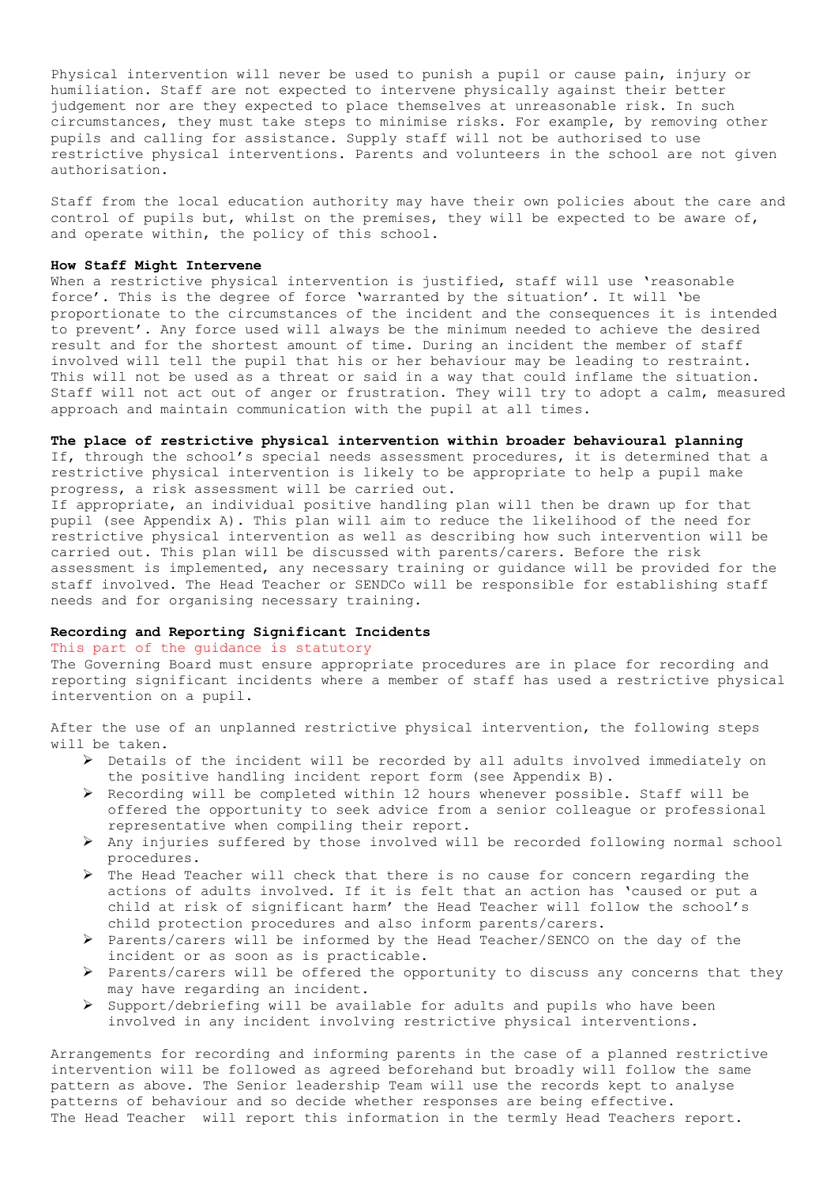Physical intervention will never be used to punish a pupil or cause pain, injury or humiliation. Staff are not expected to intervene physically against their better judgement nor are they expected to place themselves at unreasonable risk. In such circumstances, they must take steps to minimise risks. For example, by removing other pupils and calling for assistance. Supply staff will not be authorised to use restrictive physical interventions. Parents and volunteers in the school are not given authorisation.

Staff from the local education authority may have their own policies about the care and control of pupils but, whilst on the premises, they will be expected to be aware of, and operate within, the policy of this school.

**How Staff Might Intervene**

When a restrictive physical intervention is justified, staff will use 'reasonable force'. This is the degree of force 'warranted by the situation'. It will 'be proportionate to the circumstances of the incident and the consequences it is intended to prevent'. Any force used will always be the minimum needed to achieve the desired result and for the shortest amount of time. During an incident the member of staff involved will tell the pupil that his or her behaviour may be leading to restraint. This will not be used as a threat or said in a way that could inflame the situation. Staff will not act out of anger or frustration. They will try to adopt a calm, measured approach and maintain communication with the pupil at all times.

**The place of restrictive physical intervention within broader behavioural planning**

If, through the school's special needs assessment procedures, it is determined that a restrictive physical intervention is likely to be appropriate to help a pupil make progress, a risk assessment will be carried out.

If appropriate, an individual positive handling plan will then be drawn up for that pupil (see Appendix A). This plan will aim to reduce the likelihood of the need for restrictive physical intervention as well as describing how such intervention will be carried out. This plan will be discussed with parents/carers. Before the risk assessment is implemented, any necessary training or guidance will be provided for the staff involved. The Head Teacher or SENDCo will be responsible for establishing staff needs and for organising necessary training.

**Recording and Reporting Significant Incidents**

This part of the guidance is statutory

The Governing Board must ensure appropriate procedures are in place for recording and reporting significant incidents where a member of staff has used a restrictive physical intervention on a pupil.

After the use of an unplanned restrictive physical intervention, the following steps will be taken.

- Details of the incident will be recorded by all adults involved immediately on the positive handling incident report form (see Appendix B).
- Recording will be completed within 12 hours whenever possible. Staff will be offered the opportunity to seek advice from a senior colleague or professional representative when compiling their report.
- Any injuries suffered by those involved will be recorded following normal school procedures.
- The Head Teacher will check that there is no cause for concern regarding the actions of adults involved. If it is felt that an action has 'caused or put a child at risk of significant harm' the Head Teacher will follow the school's child protection procedures and also inform parents/carers.
- Parents/carers will be informed by the Head Teacher/SENCO on the day of the incident or as soon as is practicable.
- Parents/carers will be offered the opportunity to discuss any concerns that they may have regarding an incident.
- Support/debriefing will be available for adults and pupils who have been involved in any incident involving restrictive physical interventions.

Arrangements for recording and informing parents in the case of a planned restrictive intervention will be followed as agreed beforehand but broadly will follow the same pattern as above. The Senior leadership Team will use the records kept to analyse patterns of behaviour and so decide whether responses are being effective.

The Head Teacher will report this information in the termly Head Teachers report.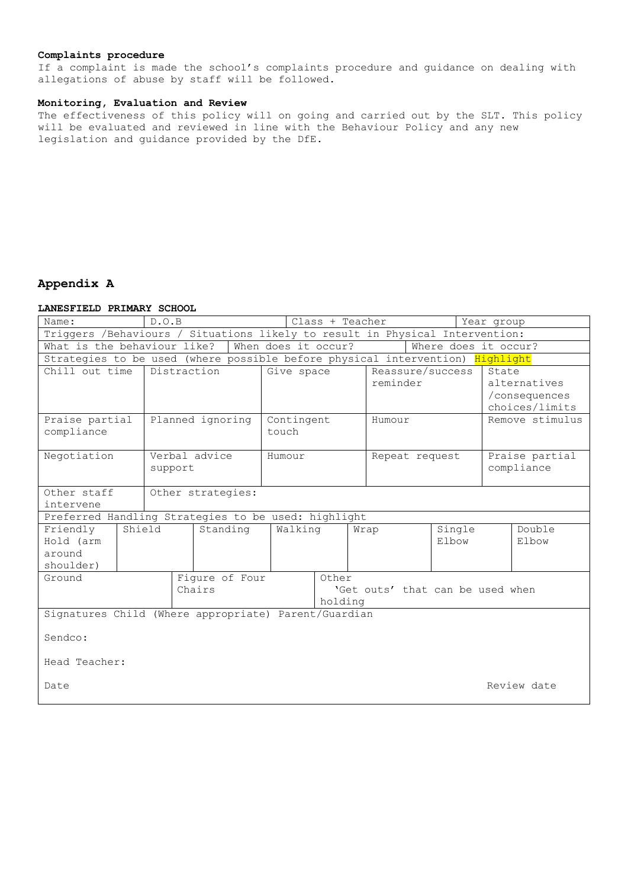**Complaints procedure**
If a complaint is made the school's complaints procedure and guidance on dealing with allegations of abuse by staff will be followed.

**Monitoring, Evaluation and Review**
The effectiveness of this policy will on going and carried out by the SLT. This policy will be evaluated and reviewed in line with the Behaviour Policy and any new legislation and guidance provided by the DfE.

## Appendix A

**LANESFIELD PRIMARY SCHOOL**

| Name: | D.O.B | | Class + Teacher | | Year group |
|---|---|---|---|---|---|
| Triggers /Behaviours / Situations likely to result in Physical Intervention: | | | | | |
| What is the behaviour like? | | When does it occur? | | Where does it occur? | |
| Strategies to be used (where possible before physical intervention) Highlight | | | | | |
| Chill out time | Distraction | Give space | Reassure/success reminder | State alternatives /consequences choices/limits | |
| Praise partial compliance | Planned ignoring | Contingent touch | Humour | Remove stimulus | |
| Negotiation | Verbal advice support | Humour | Repeat request | Praise partial compliance | |
| Other staff intervene | Other strategies: | | | | |

| Preferred Handling Strategies to be used: highlight | | | | | | |
|---|---|---|---|---|---|---|
| Friendly Hold (arm around shoulder) | Shield | Standing | Walking | Wrap | Single Elbow | Double Elbow |
| Ground | Figure of Four Chairs | | Other 'Get outs' that can be used when holding | | | |

Signatures Child (Where appropriate) Parent/Guardian

Sendco:

Head Teacher:

Date Review date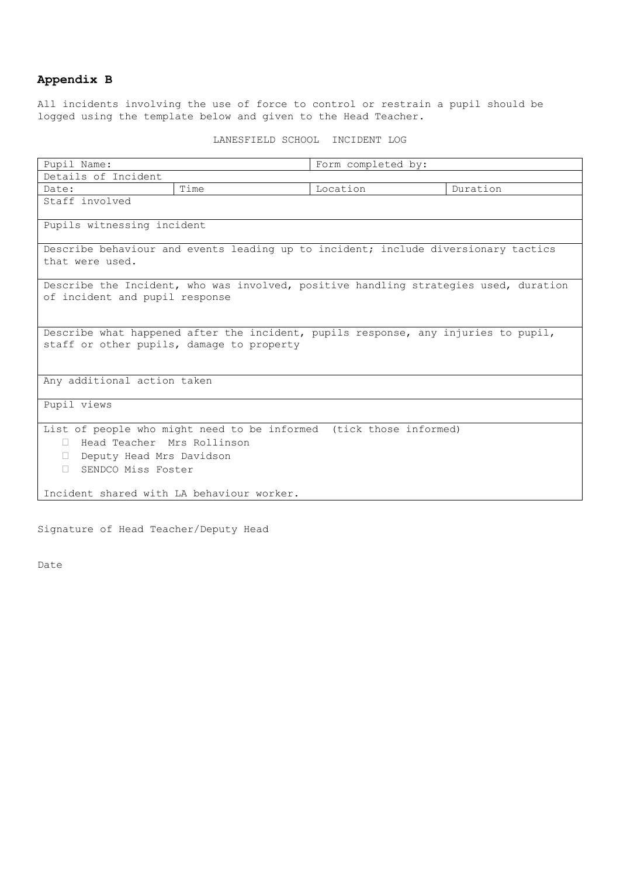## Appendix B

All incidents involving the use of force to control or restrain a pupil should be logged using the template below and given to the Head Teacher.

LANESFIELD SCHOOL INCIDENT LOG

| | | | |
|---|---|---|---|
| Pupil Name: | | Form completed by: | |
| Details of Incident | | | |
| Date: | Time | Location | Duration |
| Staff involved | | | |
| Pupils witnessing incident | | | |
| Describe behaviour and events leading up to incident; include diversionary tactics that were used. | | | |
| Describe the Incident, who was involved, positive handling strategies used, duration of incident and pupil response | | | |
| Describe what happened after the incident, pupils response, any injuries to pupil, staff or other pupils, damage to property | | | |
| Any additional action taken | | | |
| Pupil views | | | |
| List of people who might need to be informed (tick those informed)<br>☐ Head Teacher Mrs Rollinson<br>☐ Deputy Head Mrs Davidson<br>☐ SENDCO Miss Foster<br><br>Incident shared with LA behaviour worker. | | | |

Signature of Head Teacher/Deputy Head

Date